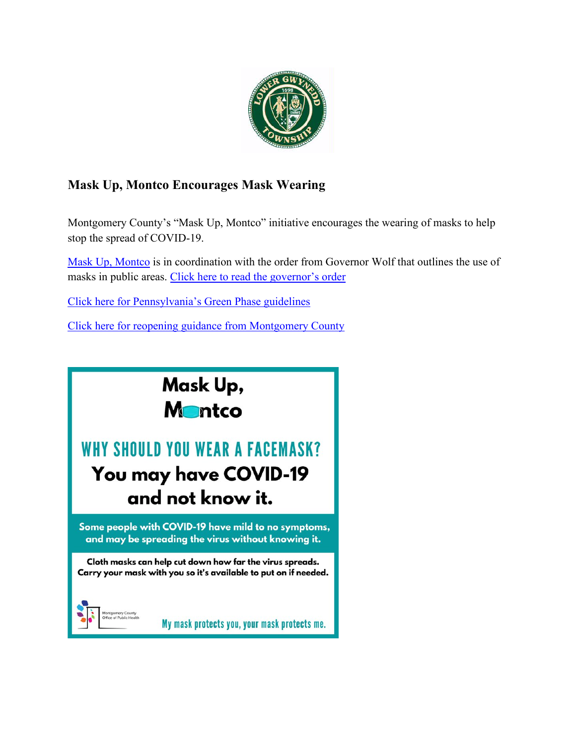## Mask Up, Montco Encourages Mask Wearing

Montgomery County's "Mask Up, Montco" initiative encourages the wearing of masks to help stop the spread of COVID-19.

Mask Up, Montco is in coordination with the order from Governor Wolf that outlines the use of masks in public areas. Click here to read the governor's order

Click here for Pennsylvania's Green Phase guidelines

Click here for reopening guidance from Montgomery County

Mask Up, Montco

WHY SHOULD YOU WEAR A FACEMASK?

You may have COVID-19 and not know it.

Some people with COVID-19 have mild to no symptoms, and may be spreading the virus without knowing it.

Cloth masks can help cut down how far the virus spreads. Carry your mask with you so it's available to put on if needed.

Montgomery County Office of Public Health

My mask protects you, your mask protects me.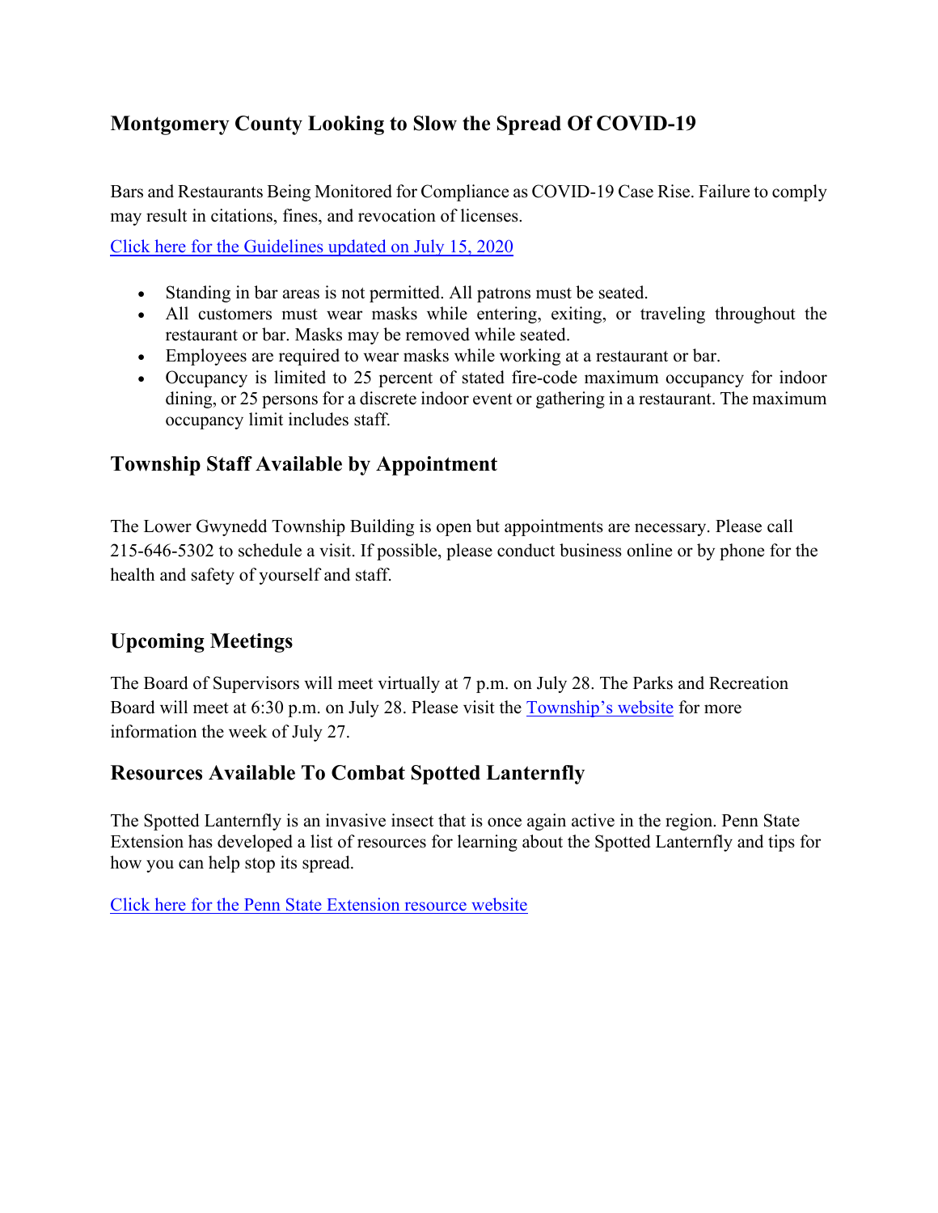## Montgomery County Looking to Slow the Spread Of COVID-19

Bars and Restaurants Being Monitored for Compliance as COVID-19 Case Rise. Failure to comply may result in citations, fines, and revocation of licenses.

[Click here for the Guidelines updated on July 15, 2020]

- Standing in bar areas is not permitted. All patrons must be seated.
- All customers must wear masks while entering, exiting, or traveling throughout the restaurant or bar. Masks may be removed while seated.
- Employees are required to wear masks while working at a restaurant or bar.
- Occupancy is limited to 25 percent of stated fire-code maximum occupancy for indoor dining, or 25 persons for a discrete indoor event or gathering in a restaurant. The maximum occupancy limit includes staff.

## Township Staff Available by Appointment

The Lower Gwynedd Township Building is open but appointments are necessary. Please call 215-646-5302 to schedule a visit. If possible, please conduct business online or by phone for the health and safety of yourself and staff.

## Upcoming Meetings

The Board of Supervisors will meet virtually at 7 p.m. on July 28. The Parks and Recreation Board will meet at 6:30 p.m. on July 28. Please visit the Township's website for more information the week of July 27.

## Resources Available To Combat Spotted Lanternfly

The Spotted Lanternfly is an invasive insect that is once again active in the region. Penn State Extension has developed a list of resources for learning about the Spotted Lanternfly and tips for how you can help stop its spread.

[Click here for the Penn State Extension resource website]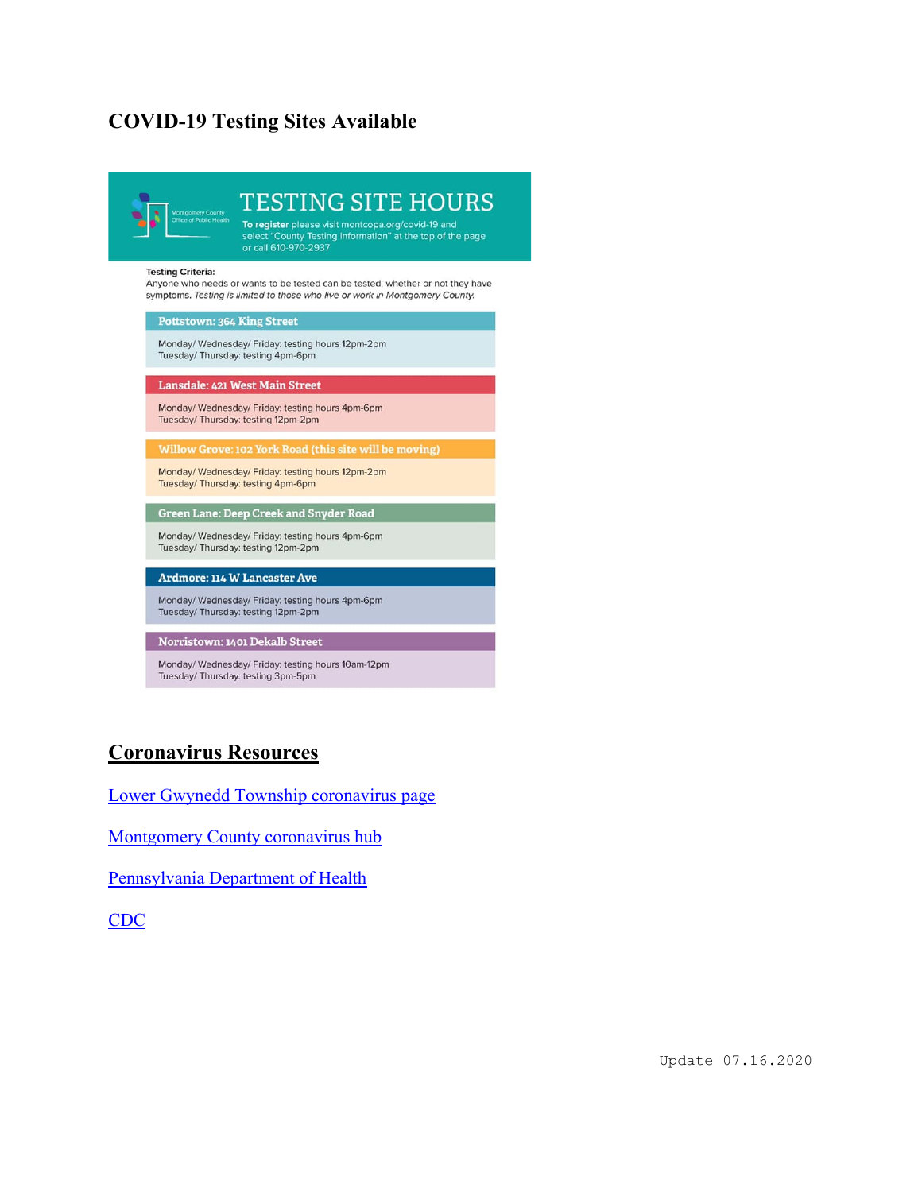## COVID-19 Testing Sites Available

# TESTING SITE HOURS

Montgomery County Office of Public Health

**To register** please visit montcopa.org/covid-19 and select "County Testing Information" at the top of the page or call 610-970-2937

**Testing Criteria:**
Anyone who needs or wants to be tested can be tested, whether or not they have symptoms. *Testing is limited to those who live or work in Montgomery County.*

**Pottstown: 364 King Street**

Monday/ Wednesday/ Friday: testing hours 12pm-2pm
Tuesday/ Thursday: testing 4pm-6pm

**Lansdale: 421 West Main Street**

Monday/ Wednesday/ Friday: testing hours 4pm-6pm
Tuesday/ Thursday: testing 12pm-2pm

**Willow Grove: 102 York Road (this site will be moving)**

Monday/ Wednesday/ Friday: testing hours 12pm-2pm
Tuesday/ Thursday: testing 4pm-6pm

**Green Lane: Deep Creek and Snyder Road**

Monday/ Wednesday/ Friday: testing hours 4pm-6pm
Tuesday/ Thursday: testing 12pm-2pm

**Ardmore: 114 W Lancaster Ave**

Monday/ Wednesday/ Friday: testing hours 4pm-6pm
Tuesday/ Thursday: testing 12pm-2pm

**Norristown: 1401 Dekalb Street**

Monday/ Wednesday/ Friday: testing hours 10am-12pm
Tuesday/ Thursday: testing 3pm-5pm

## Coronavirus Resources

Lower Gwynedd Township coronavirus page

Montgomery County coronavirus hub

Pennsylvania Department of Health

CDC

Update 07.16.2020